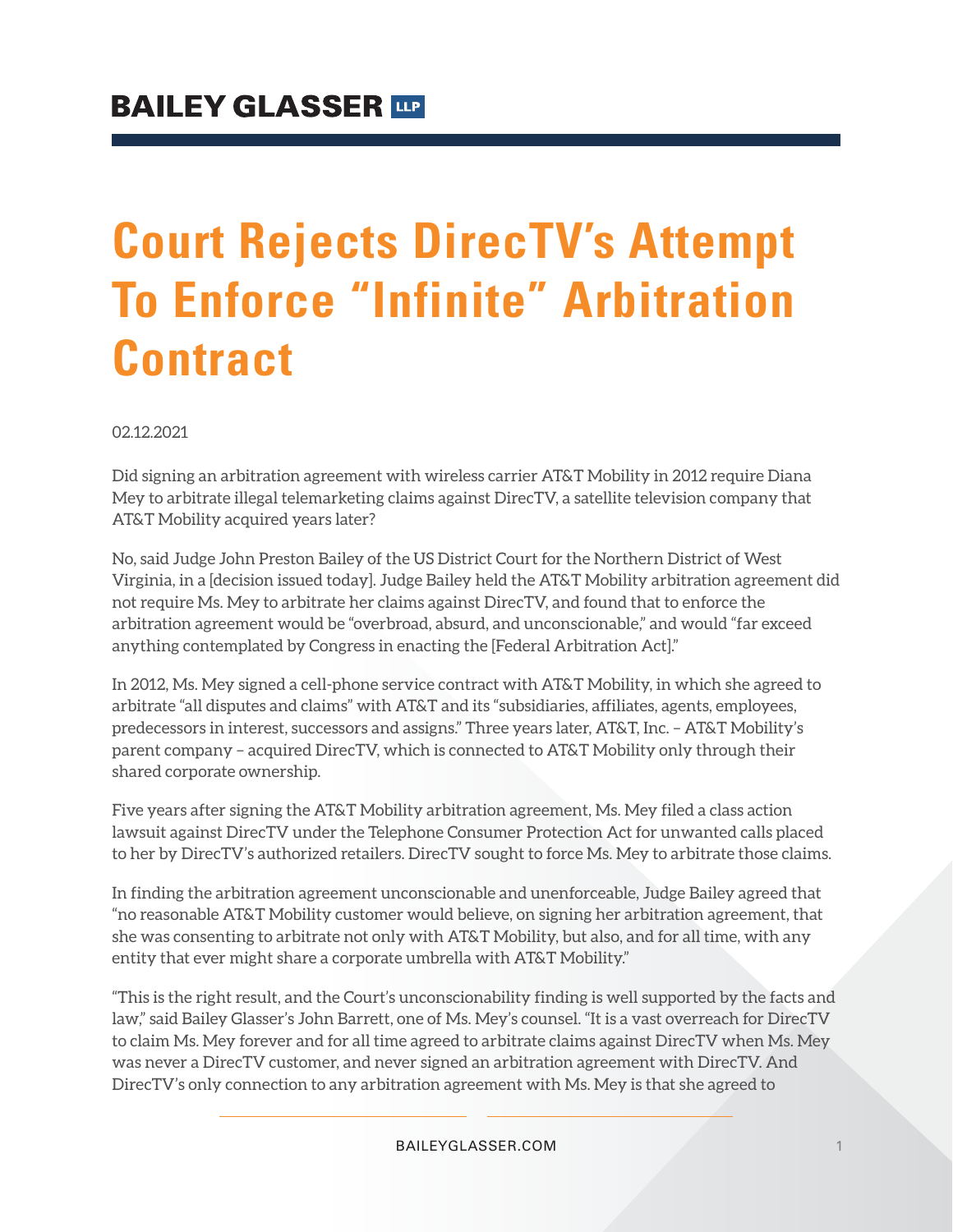**BAILEY GLASSER LLP**

# Court Rejects DirecTV's Attempt To Enforce "Infinite" Arbitration Contract

02.12.2021

Did signing an arbitration agreement with wireless carrier AT&T Mobility in 2012 require Diana Mey to arbitrate illegal telemarketing claims against DirecTV, a satellite television company that AT&T Mobility acquired years later?

No, said Judge John Preston Bailey of the US District Court for the Northern District of West Virginia, in a [decision issued today]. Judge Bailey held the AT&T Mobility arbitration agreement did not require Ms. Mey to arbitrate her claims against DirecTV, and found that to enforce the arbitration agreement would be "overbroad, absurd, and unconscionable," and would "far exceed anything contemplated by Congress in enacting the [Federal Arbitration Act]."

In 2012, Ms. Mey signed a cell-phone service contract with AT&T Mobility, in which she agreed to arbitrate "all disputes and claims" with AT&T and its "subsidiaries, affiliates, agents, employees, predecessors in interest, successors and assigns." Three years later, AT&T, Inc. – AT&T Mobility's parent company – acquired DirecTV, which is connected to AT&T Mobility only through their shared corporate ownership.

Five years after signing the AT&T Mobility arbitration agreement, Ms. Mey filed a class action lawsuit against DirecTV under the Telephone Consumer Protection Act for unwanted calls placed to her by DirecTV's authorized retailers. DirecTV sought to force Ms. Mey to arbitrate those claims.

In finding the arbitration agreement unconscionable and unenforceable, Judge Bailey agreed that "no reasonable AT&T Mobility customer would believe, on signing her arbitration agreement, that she was consenting to arbitrate not only with AT&T Mobility, but also, and for all time, with any entity that ever might share a corporate umbrella with AT&T Mobility."

"This is the right result, and the Court's unconscionability finding is well supported by the facts and law," said Bailey Glasser's John Barrett, one of Ms. Mey's counsel. "It is a vast overreach for DirecTV to claim Ms. Mey forever and for all time agreed to arbitrate claims against DirecTV when Ms. Mey was never a DirecTV customer, and never signed an arbitration agreement with DirecTV. And DirecTV's only connection to any arbitration agreement with Ms. Mey is that she agreed to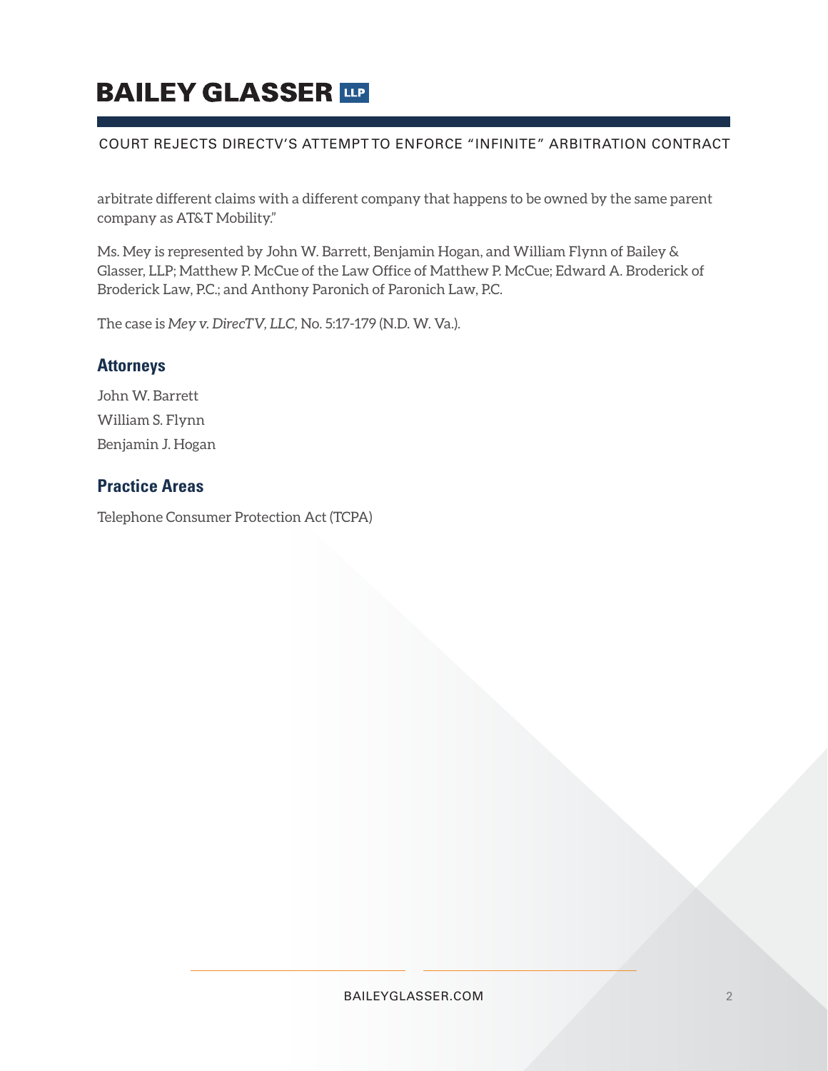arbitrate different claims with a different company that happens to be owned by the same parent company as AT&T Mobility."

Ms. Mey is represented by John W. Barrett, Benjamin Hogan, and William Flynn of Bailey & Glasser, LLP; Matthew P. McCue of the Law Office of Matthew P. McCue; Edward A. Broderick of Broderick Law, P.C.; and Anthony Paronich of Paronich Law, P.C.

The case is *Mey v. DirecTV, LLC,* No. 5:17-179 (N.D. W. Va.).

## Attorneys

John W. Barrett

William S. Flynn

Benjamin J. Hogan

## Practice Areas

Telephone Consumer Protection Act (TCPA)